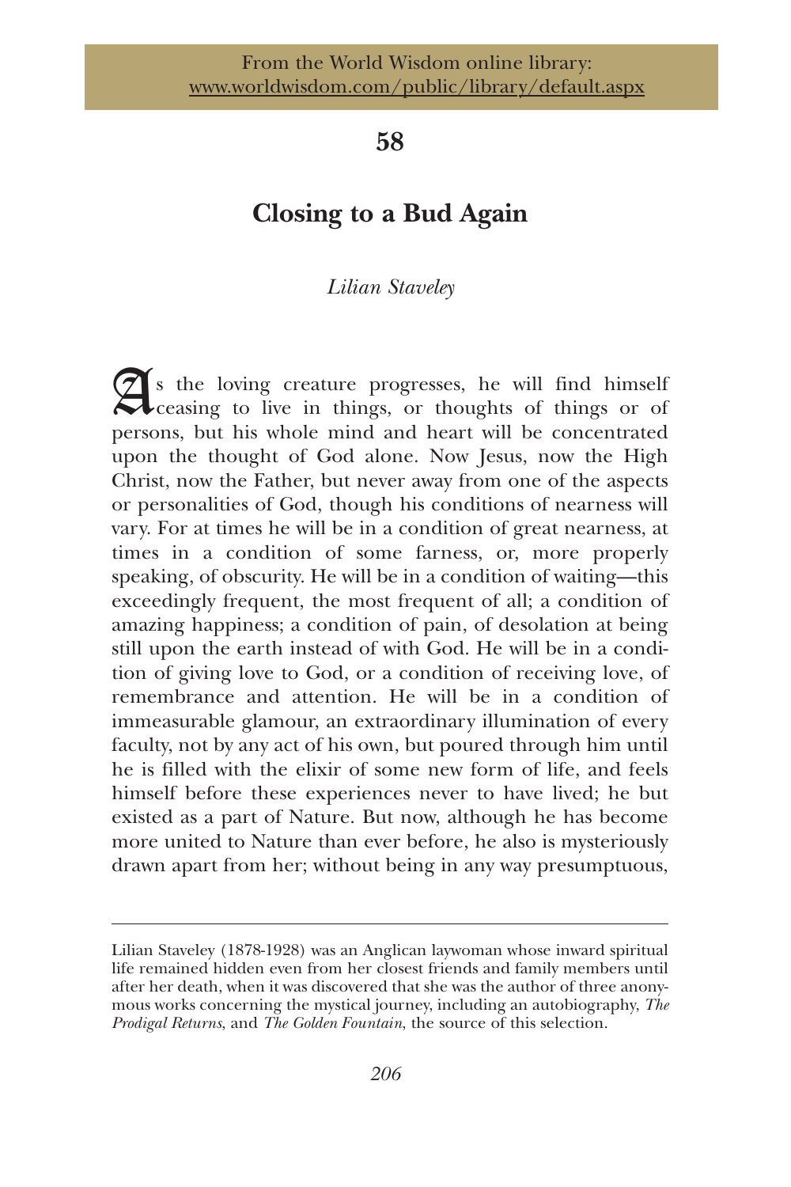From the World Wisdom online library:
www.worldwisdom.com/public/library/default.aspx

# 58

## Closing to a Bud Again

*Lilian Staveley*

As the loving creature progresses, he will find himself ceasing to live in things, or thoughts of things or of persons, but his whole mind and heart will be concentrated upon the thought of God alone. Now Jesus, now the High Christ, now the Father, but never away from one of the aspects or personalities of God, though his conditions of nearness will vary. For at times he will be in a condition of great nearness, at times in a condition of some farness, or, more properly speaking, of obscurity. He will be in a condition of waiting—this exceedingly frequent, the most frequent of all; a condition of amazing happiness; a condition of pain, of desolation at being still upon the earth instead of with God. He will be in a condition of giving love to God, or a condition of receiving love, of remembrance and attention. He will be in a condition of immeasurable glamour, an extraordinary illumination of every faculty, not by any act of his own, but poured through him until he is filled with the elixir of some new form of life, and feels himself before these experiences never to have lived; he but existed as a part of Nature. But now, although he has become more united to Nature than ever before, he also is mysteriously drawn apart from her; without being in any way presumptuous,

---

Lilian Staveley (1878-1928) was an Anglican laywoman whose inward spiritual life remained hidden even from her closest friends and family members until after her death, when it was discovered that she was the author of three anonymous works concerning the mystical journey, including an autobiography, *The Prodigal Returns*, and *The Golden Fountain*, the source of this selection.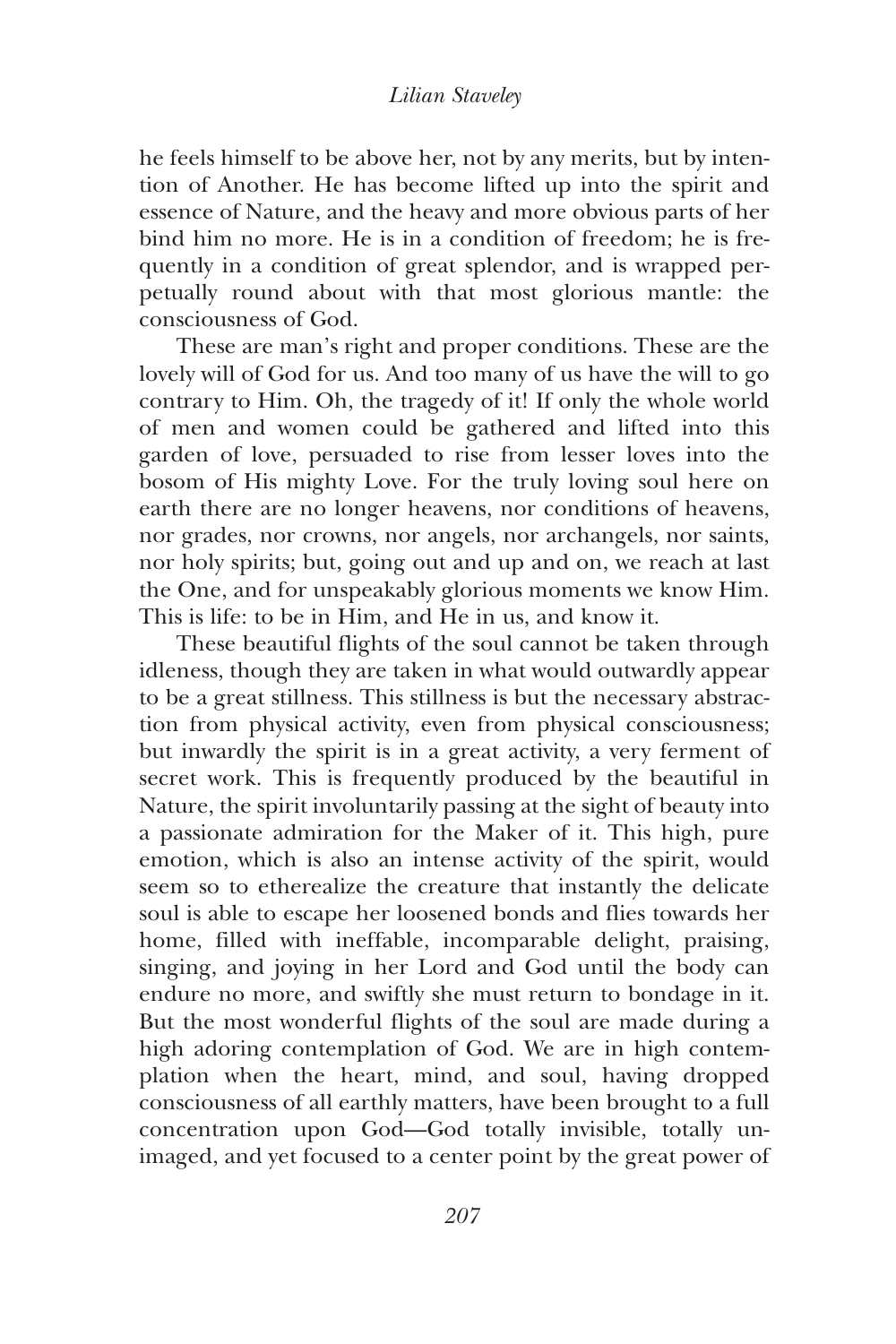he feels himself to be above her, not by any merits, but by intention of Another. He has become lifted up into the spirit and essence of Nature, and the heavy and more obvious parts of her bind him no more. He is in a condition of freedom; he is frequently in a condition of great splendor, and is wrapped perpetually round about with that most glorious mantle: the consciousness of God.

These are man's right and proper conditions. These are the lovely will of God for us. And too many of us have the will to go contrary to Him. Oh, the tragedy of it! If only the whole world of men and women could be gathered and lifted into this garden of love, persuaded to rise from lesser loves into the bosom of His mighty Love. For the truly loving soul here on earth there are no longer heavens, nor conditions of heavens, nor grades, nor crowns, nor angels, nor archangels, nor saints, nor holy spirits; but, going out and up and on, we reach at last the One, and for unspeakably glorious moments we know Him. This is life: to be in Him, and He in us, and know it.

These beautiful flights of the soul cannot be taken through idleness, though they are taken in what would outwardly appear to be a great stillness. This stillness is but the necessary abstraction from physical activity, even from physical consciousness; but inwardly the spirit is in a great activity, a very ferment of secret work. This is frequently produced by the beautiful in Nature, the spirit involuntarily passing at the sight of beauty into a passionate admiration for the Maker of it. This high, pure emotion, which is also an intense activity of the spirit, would seem so to etherealize the creature that instantly the delicate soul is able to escape her loosened bonds and flies towards her home, filled with ineffable, incomparable delight, praising, singing, and joying in her Lord and God until the body can endure no more, and swiftly she must return to bondage in it. But the most wonderful flights of the soul are made during a high adoring contemplation of God. We are in high contemplation when the heart, mind, and soul, having dropped consciousness of all earthly matters, have been brought to a full concentration upon God—God totally invisible, totally unimaged, and yet focused to a center point by the great power of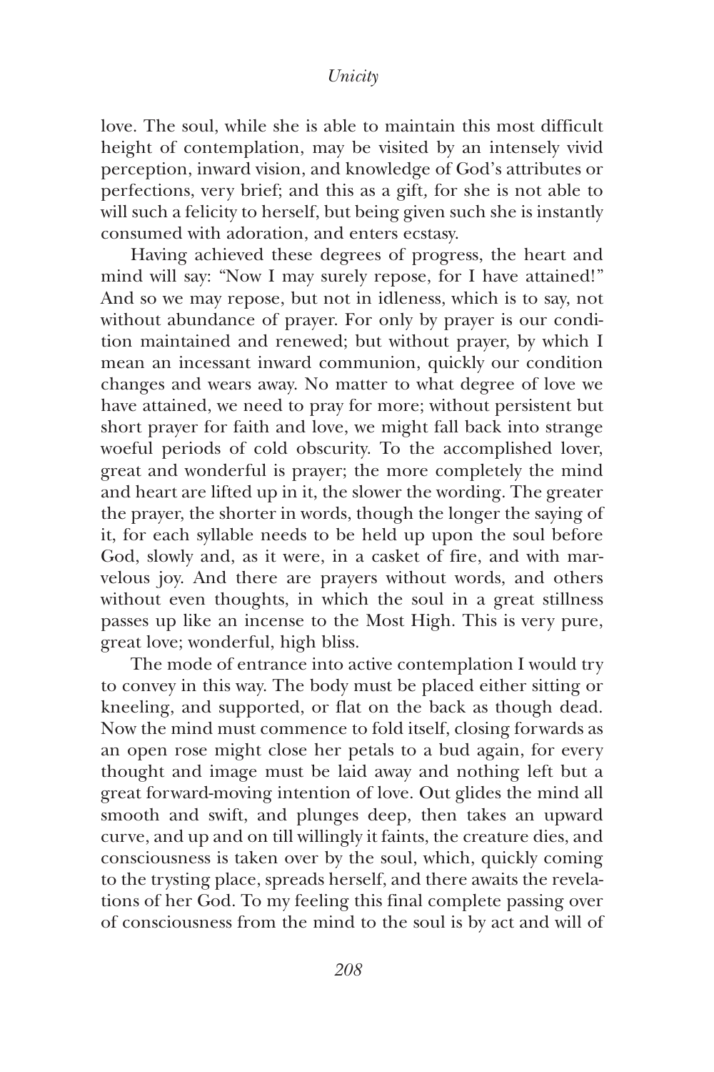love. The soul, while she is able to maintain this most difficult height of contemplation, may be visited by an intensely vivid perception, inward vision, and knowledge of God's attributes or perfections, very brief; and this as a gift, for she is not able to will such a felicity to herself, but being given such she is instantly consumed with adoration, and enters ecstasy.

Having achieved these degrees of progress, the heart and mind will say: "Now I may surely repose, for I have attained!" And so we may repose, but not in idleness, which is to say, not without abundance of prayer. For only by prayer is our condition maintained and renewed; but without prayer, by which I mean an incessant inward communion, quickly our condition changes and wears away. No matter to what degree of love we have attained, we need to pray for more; without persistent but short prayer for faith and love, we might fall back into strange woeful periods of cold obscurity. To the accomplished lover, great and wonderful is prayer; the more completely the mind and heart are lifted up in it, the slower the wording. The greater the prayer, the shorter in words, though the longer the saying of it, for each syllable needs to be held up upon the soul before God, slowly and, as it were, in a casket of fire, and with marvelous joy. And there are prayers without words, and others without even thoughts, in which the soul in a great stillness passes up like an incense to the Most High. This is very pure, great love; wonderful, high bliss.

The mode of entrance into active contemplation I would try to convey in this way. The body must be placed either sitting or kneeling, and supported, or flat on the back as though dead. Now the mind must commence to fold itself, closing forwards as an open rose might close her petals to a bud again, for every thought and image must be laid away and nothing left but a great forward-moving intention of love. Out glides the mind all smooth and swift, and plunges deep, then takes an upward curve, and up and on till willingly it faints, the creature dies, and consciousness is taken over by the soul, which, quickly coming to the trysting place, spreads herself, and there awaits the revelations of her God. To my feeling this final complete passing over of consciousness from the mind to the soul is by act and will of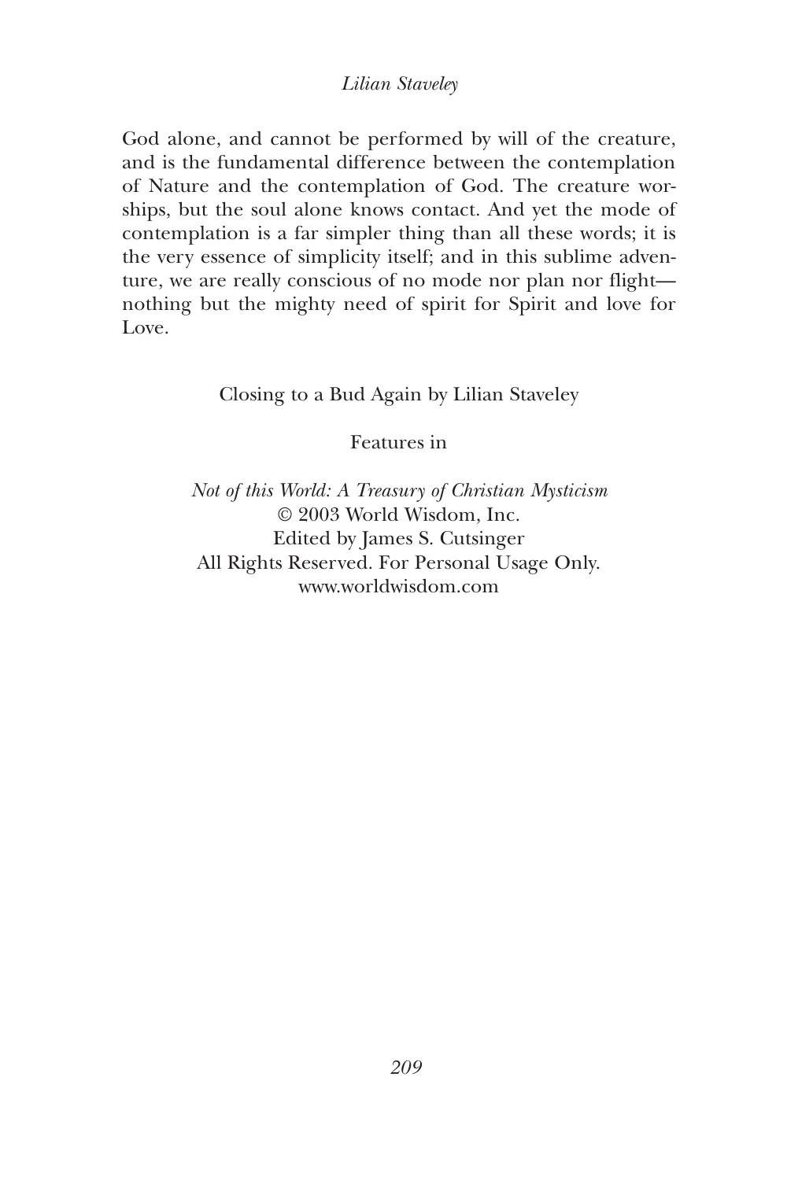God alone, and cannot be performed by will of the creature, and is the fundamental difference between the contemplation of Nature and the contemplation of God. The creature worships, but the soul alone knows contact. And yet the mode of contemplation is a far simpler thing than all these words; it is the very essence of simplicity itself; and in this sublime adventure, we are really conscious of no mode nor plan nor flight—nothing but the mighty need of spirit for Spirit and love for Love.

Closing to a Bud Again by Lilian Staveley

Features in

*Not of this World: A Treasury of Christian Mysticism*
© 2003 World Wisdom, Inc.
Edited by James S. Cutsinger
All Rights Reserved. For Personal Usage Only.
www.worldwisdom.com